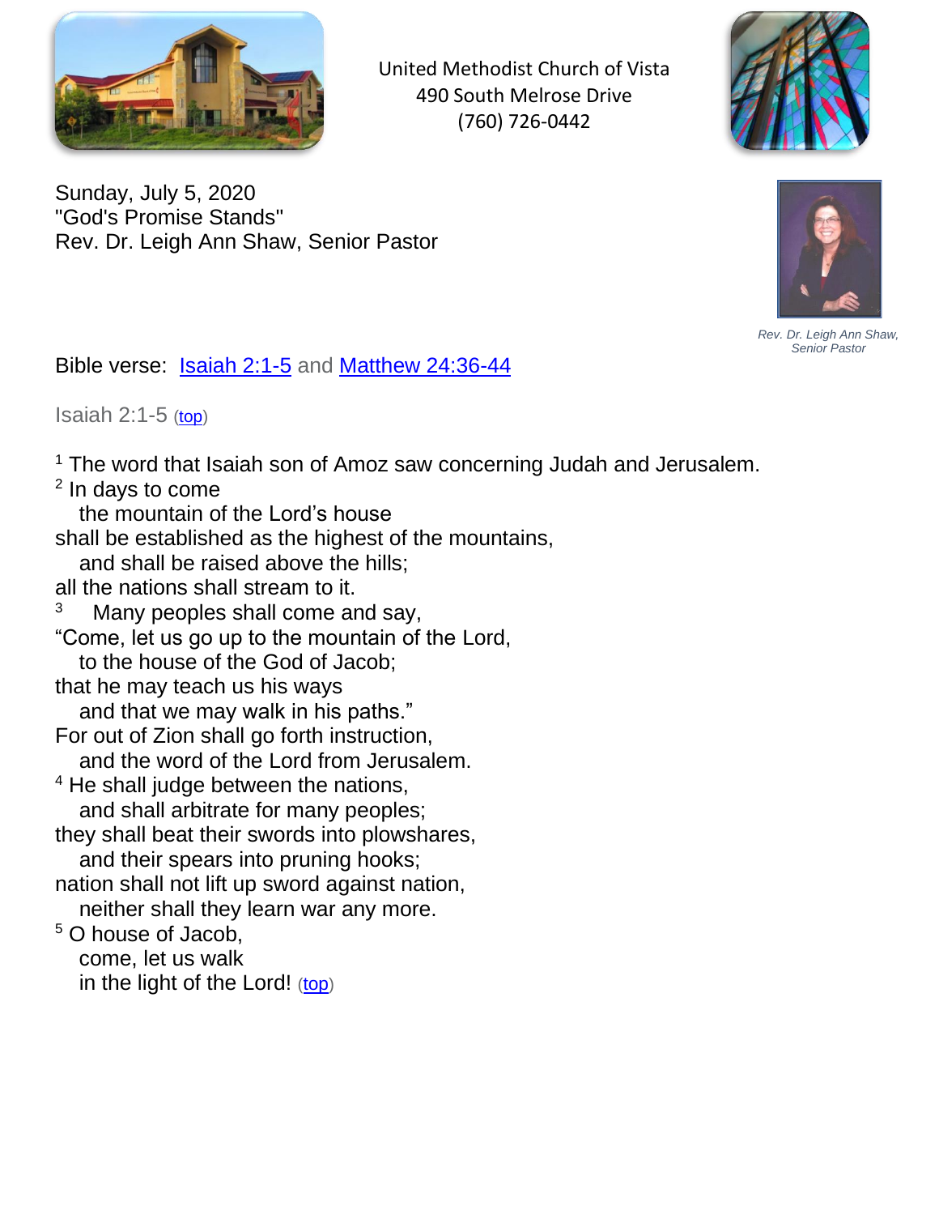United Methodist Church of Vista
490 South Melrose Drive
(760) 726-0442

Sunday, July 5, 2020
"God's Promise Stands"
Rev. Dr. Leigh Ann Shaw, Senior Pastor

*Rev. Dr. Leigh Ann Shaw, Senior Pastor*

Bible verse: [Isaiah 2:1-5](#) and [Matthew 24:36-44](#)

## Isaiah 2:1-5 ([top](#))

[1] The word that Isaiah son of Amoz saw concerning Judah and Jerusalem.
[2] In days to come
the mountain of the Lord's house
shall be established as the highest of the mountains,
and shall be raised above the hills;
all the nations shall stream to it.
[3] Many peoples shall come and say,
"Come, let us go up to the mountain of the Lord,
to the house of the God of Jacob;
that he may teach us his ways
and that we may walk in his paths."
For out of Zion shall go forth instruction,
and the word of the Lord from Jerusalem.
[4] He shall judge between the nations,
and shall arbitrate for many peoples;
they shall beat their swords into plowshares,
and their spears into pruning hooks;
nation shall not lift up sword against nation,
neither shall they learn war any more.
[5] O house of Jacob,
come, let us walk
in the light of the Lord! ([top](#))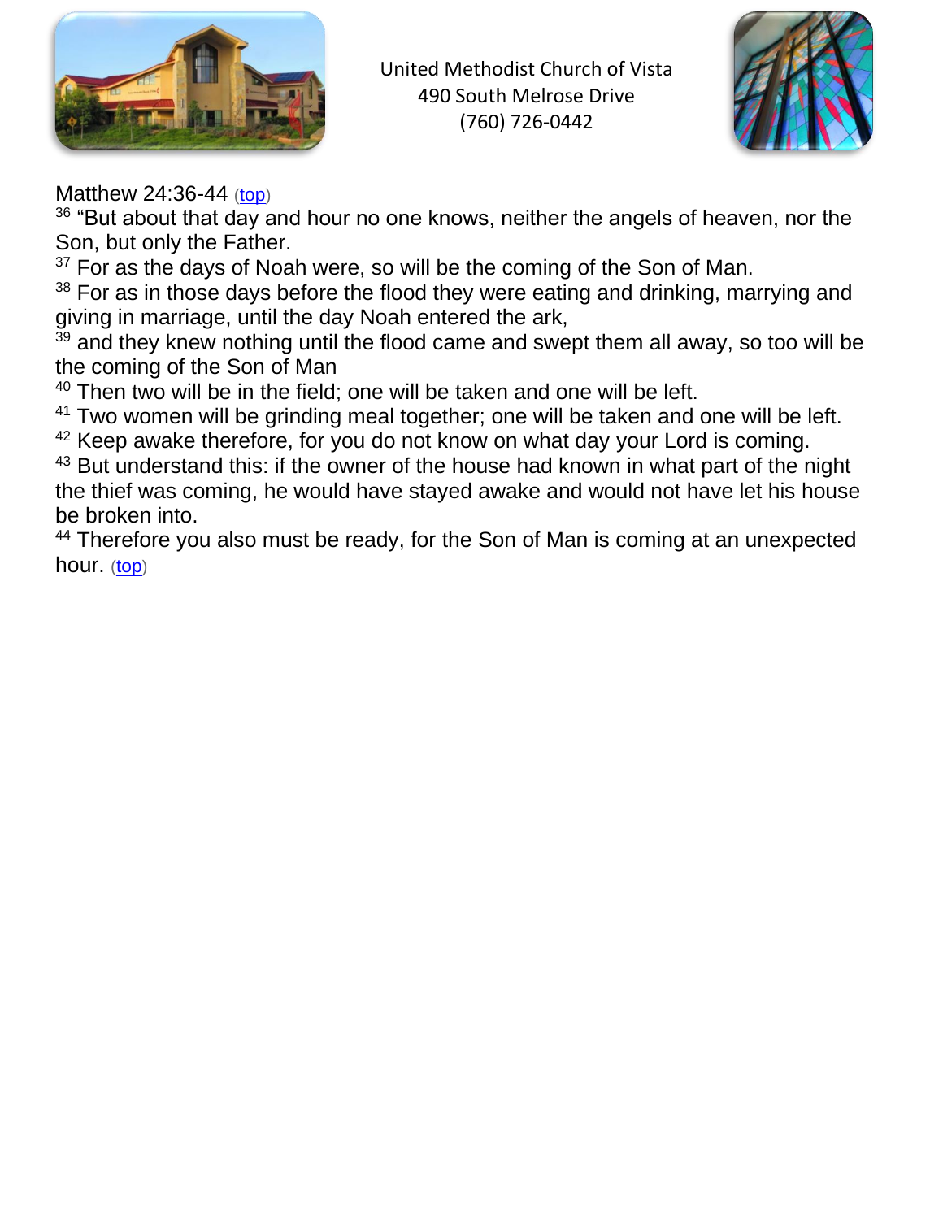United Methodist Church of Vista
490 South Melrose Drive
(760) 726-0442

Matthew 24:36-44 (top)

[36] "But about that day and hour no one knows, neither the angels of heaven, nor the Son, but only the Father.
[37] For as the days of Noah were, so will be the coming of the Son of Man.
[38] For as in those days before the flood they were eating and drinking, marrying and giving in marriage, until the day Noah entered the ark,
[39] and they knew nothing until the flood came and swept them all away, so too will be the coming of the Son of Man
[40] Then two will be in the field; one will be taken and one will be left.
[41] Two women will be grinding meal together; one will be taken and one will be left.
[42] Keep awake therefore, for you do not know on what day your Lord is coming.
[43] But understand this: if the owner of the house had known in what part of the night the thief was coming, he would have stayed awake and would not have let his house be broken into.
[44] Therefore you also must be ready, for the Son of Man is coming at an unexpected hour. (top)